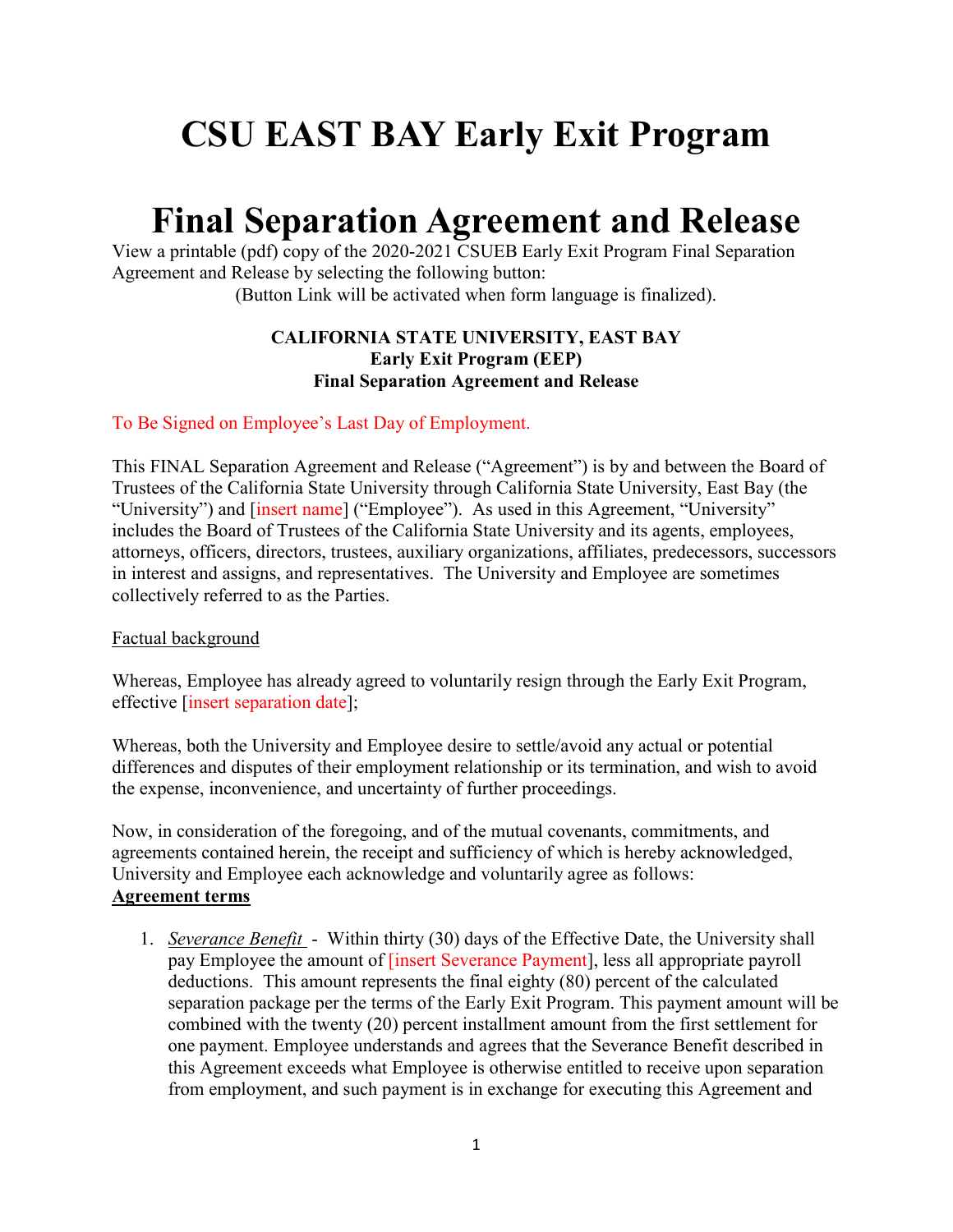# CSU EAST BAY Early Exit Program

# Final Separation Agreement and Release

View a printable (pdf) copy of the 2020-2021 CSUEB Early Exit Program Final Separation Agreement and Release by selecting the following button:

(Button Link will be activated when form language is finalized).

**CALIFORNIA STATE UNIVERSITY, EAST BAY**
**Early Exit Program (EEP)**
**Final Separation Agreement and Release**

To Be Signed on Employee's Last Day of Employment.

This FINAL Separation Agreement and Release ("Agreement") is by and between the Board of Trustees of the California State University through California State University, East Bay (the "University") and [insert name] ("Employee"). As used in this Agreement, "University" includes the Board of Trustees of the California State University and its agents, employees, attorneys, officers, directors, trustees, auxiliary organizations, affiliates, predecessors, successors in interest and assigns, and representatives. The University and Employee are sometimes collectively referred to as the Parties.

Factual background

Whereas, Employee has already agreed to voluntarily resign through the Early Exit Program, effective [insert separation date];

Whereas, both the University and Employee desire to settle/avoid any actual or potential differences and disputes of their employment relationship or its termination, and wish to avoid the expense, inconvenience, and uncertainty of further proceedings.

Now, in consideration of the foregoing, and of the mutual covenants, commitments, and agreements contained herein, the receipt and sufficiency of which is hereby acknowledged, University and Employee each acknowledge and voluntarily agree as follows:

**Agreement terms**

1. *Severance Benefit* - Within thirty (30) days of the Effective Date, the University shall pay Employee the amount of [insert Severance Payment], less all appropriate payroll deductions. This amount represents the final eighty (80) percent of the calculated separation package per the terms of the Early Exit Program. This payment amount will be combined with the twenty (20) percent installment amount from the first settlement for one payment. Employee understands and agrees that the Severance Benefit described in this Agreement exceeds what Employee is otherwise entitled to receive upon separation from employment, and such payment is in exchange for executing this Agreement and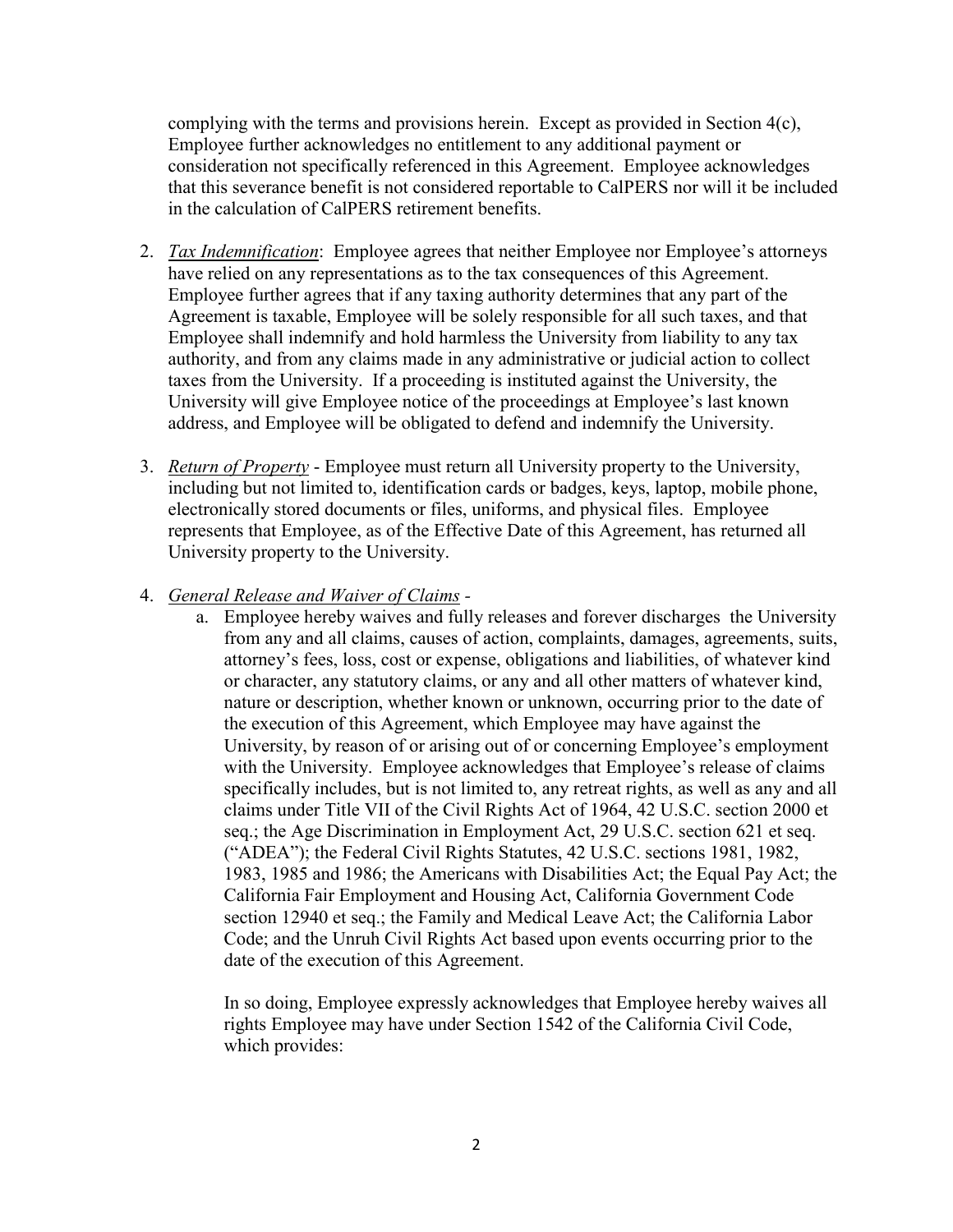complying with the terms and provisions herein. Except as provided in Section 4(c), Employee further acknowledges no entitlement to any additional payment or consideration not specifically referenced in this Agreement. Employee acknowledges that this severance benefit is not considered reportable to CalPERS nor will it be included in the calculation of CalPERS retirement benefits.

2. *Tax Indemnification*: Employee agrees that neither Employee nor Employee's attorneys have relied on any representations as to the tax consequences of this Agreement. Employee further agrees that if any taxing authority determines that any part of the Agreement is taxable, Employee will be solely responsible for all such taxes, and that Employee shall indemnify and hold harmless the University from liability to any tax authority, and from any claims made in any administrative or judicial action to collect taxes from the University. If a proceeding is instituted against the University, the University will give Employee notice of the proceedings at Employee's last known address, and Employee will be obligated to defend and indemnify the University.

3. *Return of Property* - Employee must return all University property to the University, including but not limited to, identification cards or badges, keys, laptop, mobile phone, electronically stored documents or files, uniforms, and physical files. Employee represents that Employee, as of the Effective Date of this Agreement, has returned all University property to the University.

4. *General Release and Waiver of Claims* -
   a. Employee hereby waives and fully releases and forever discharges the University from any and all claims, causes of action, complaints, damages, agreements, suits, attorney's fees, loss, cost or expense, obligations and liabilities, of whatever kind or character, any statutory claims, or any and all other matters of whatever kind, nature or description, whether known or unknown, occurring prior to the date of the execution of this Agreement, which Employee may have against the University, by reason of or arising out of or concerning Employee's employment with the University. Employee acknowledges that Employee's release of claims specifically includes, but is not limited to, any retreat rights, as well as any and all claims under Title VII of the Civil Rights Act of 1964, 42 U.S.C. section 2000 et seq.; the Age Discrimination in Employment Act, 29 U.S.C. section 621 et seq. ("ADEA"); the Federal Civil Rights Statutes, 42 U.S.C. sections 1981, 1982, 1983, 1985 and 1986; the Americans with Disabilities Act; the Equal Pay Act; the California Fair Employment and Housing Act, California Government Code section 12940 et seq.; the Family and Medical Leave Act; the California Labor Code; and the Unruh Civil Rights Act based upon events occurring prior to the date of the execution of this Agreement.

      In so doing, Employee expressly acknowledges that Employee hereby waives all rights Employee may have under Section 1542 of the California Civil Code, which provides: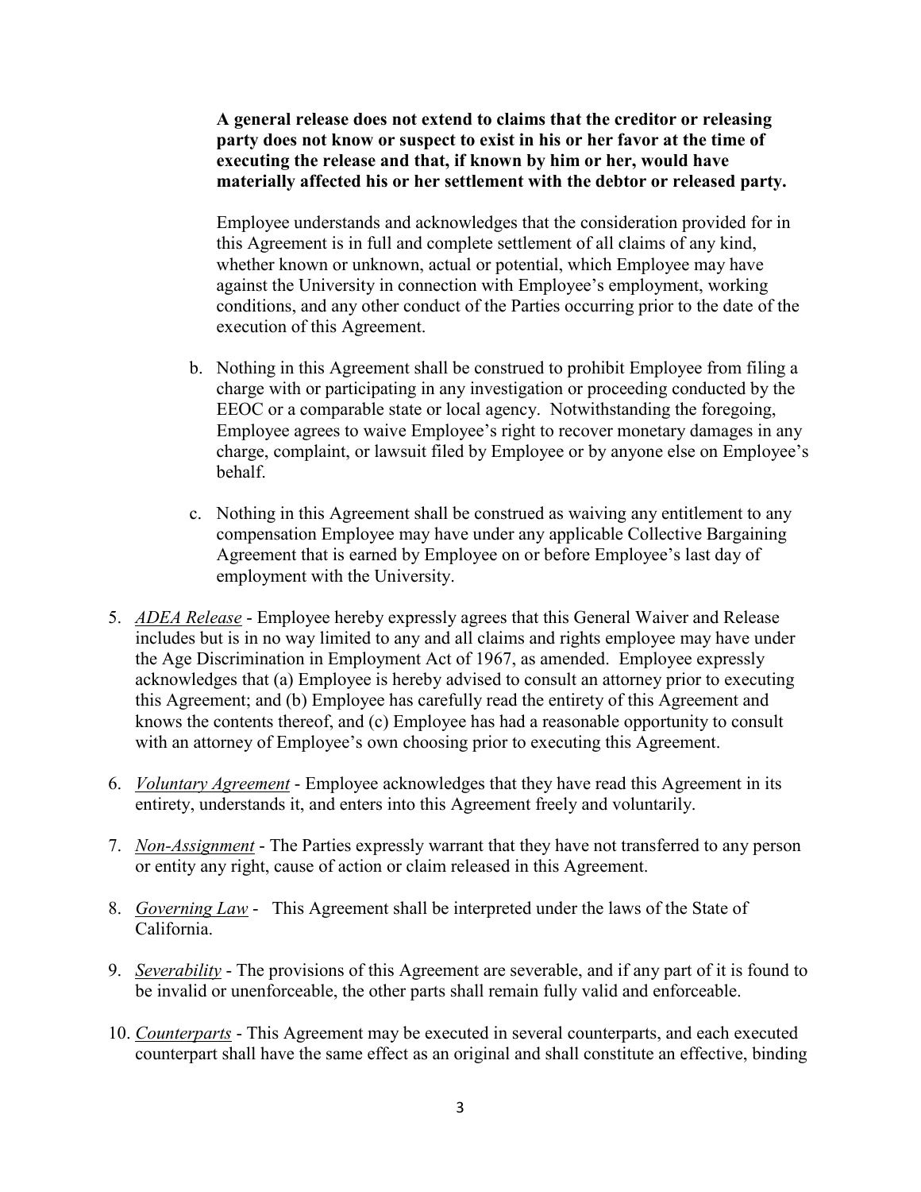**A general release does not extend to claims that the creditor or releasing party does not know or suspect to exist in his or her favor at the time of executing the release and that, if known by him or her, would have materially affected his or her settlement with the debtor or released party.**

Employee understands and acknowledges that the consideration provided for in this Agreement is in full and complete settlement of all claims of any kind, whether known or unknown, actual or potential, which Employee may have against the University in connection with Employee's employment, working conditions, and any other conduct of the Parties occurring prior to the date of the execution of this Agreement.

b. Nothing in this Agreement shall be construed to prohibit Employee from filing a charge with or participating in any investigation or proceeding conducted by the EEOC or a comparable state or local agency. Notwithstanding the foregoing, Employee agrees to waive Employee's right to recover monetary damages in any charge, complaint, or lawsuit filed by Employee or by anyone else on Employee's behalf.

c. Nothing in this Agreement shall be construed as waiving any entitlement to any compensation Employee may have under any applicable Collective Bargaining Agreement that is earned by Employee on or before Employee's last day of employment with the University.

5. *ADEA Release* - Employee hereby expressly agrees that this General Waiver and Release includes but is in no way limited to any and all claims and rights employee may have under the Age Discrimination in Employment Act of 1967, as amended. Employee expressly acknowledges that (a) Employee is hereby advised to consult an attorney prior to executing this Agreement; and (b) Employee has carefully read the entirety of this Agreement and knows the contents thereof, and (c) Employee has had a reasonable opportunity to consult with an attorney of Employee's own choosing prior to executing this Agreement.

6. *Voluntary Agreement* - Employee acknowledges that they have read this Agreement in its entirety, understands it, and enters into this Agreement freely and voluntarily.

7. *Non-Assignment* - The Parties expressly warrant that they have not transferred to any person or entity any right, cause of action or claim released in this Agreement.

8. *Governing Law* - This Agreement shall be interpreted under the laws of the State of California.

9. *Severability* - The provisions of this Agreement are severable, and if any part of it is found to be invalid or unenforceable, the other parts shall remain fully valid and enforceable.

10. *Counterparts* - This Agreement may be executed in several counterparts, and each executed counterpart shall have the same effect as an original and shall constitute an effective, binding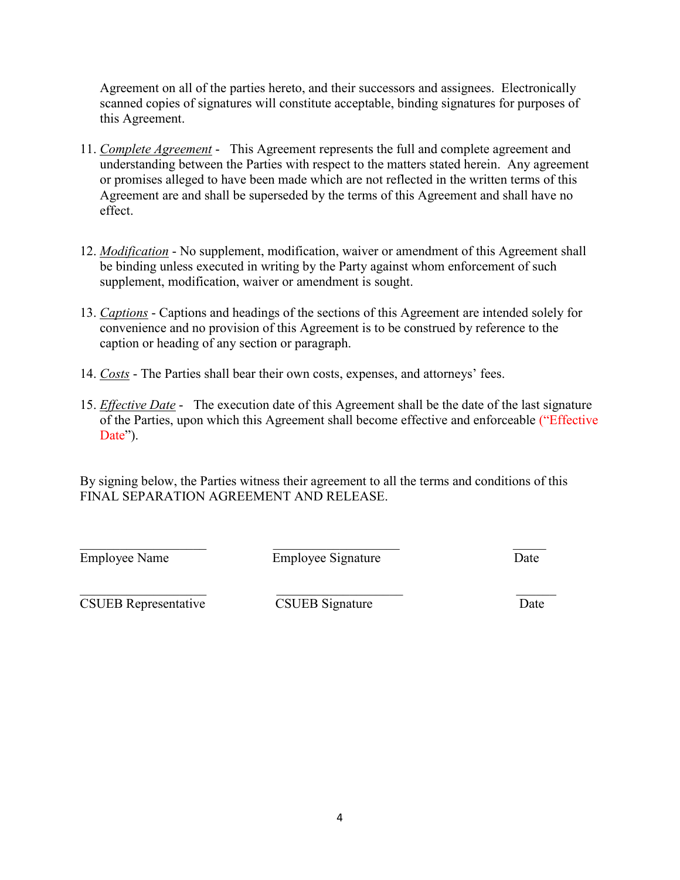Agreement on all of the parties hereto, and their successors and assignees. Electronically scanned copies of signatures will constitute acceptable, binding signatures for purposes of this Agreement.

11. *Complete Agreement* - This Agreement represents the full and complete agreement and understanding between the Parties with respect to the matters stated herein. Any agreement or promises alleged to have been made which are not reflected in the written terms of this Agreement are and shall be superseded by the terms of this Agreement and shall have no effect.

12. *Modification* - No supplement, modification, waiver or amendment of this Agreement shall be binding unless executed in writing by the Party against whom enforcement of such supplement, modification, waiver or amendment is sought.

13. *Captions* - Captions and headings of the sections of this Agreement are intended solely for convenience and no provision of this Agreement is to be construed by reference to the caption or heading of any section or paragraph.

14. *Costs* - The Parties shall bear their own costs, expenses, and attorneys' fees.

15. *Effective Date* - The execution date of this Agreement shall be the date of the last signature of the Parties, upon which this Agreement shall become effective and enforceable ("Effective Date").

By signing below, the Parties witness their agreement to all the terms and conditions of this FINAL SEPARATION AGREEMENT AND RELEASE.

| | | |
|---|---|---|
| ____________________ | ____________________ | _____ |
| Employee Name | Employee Signature | Date |
| ____________________ | ____________________ | _____ |
| CSUEB Representative | CSUEB Signature | Date |